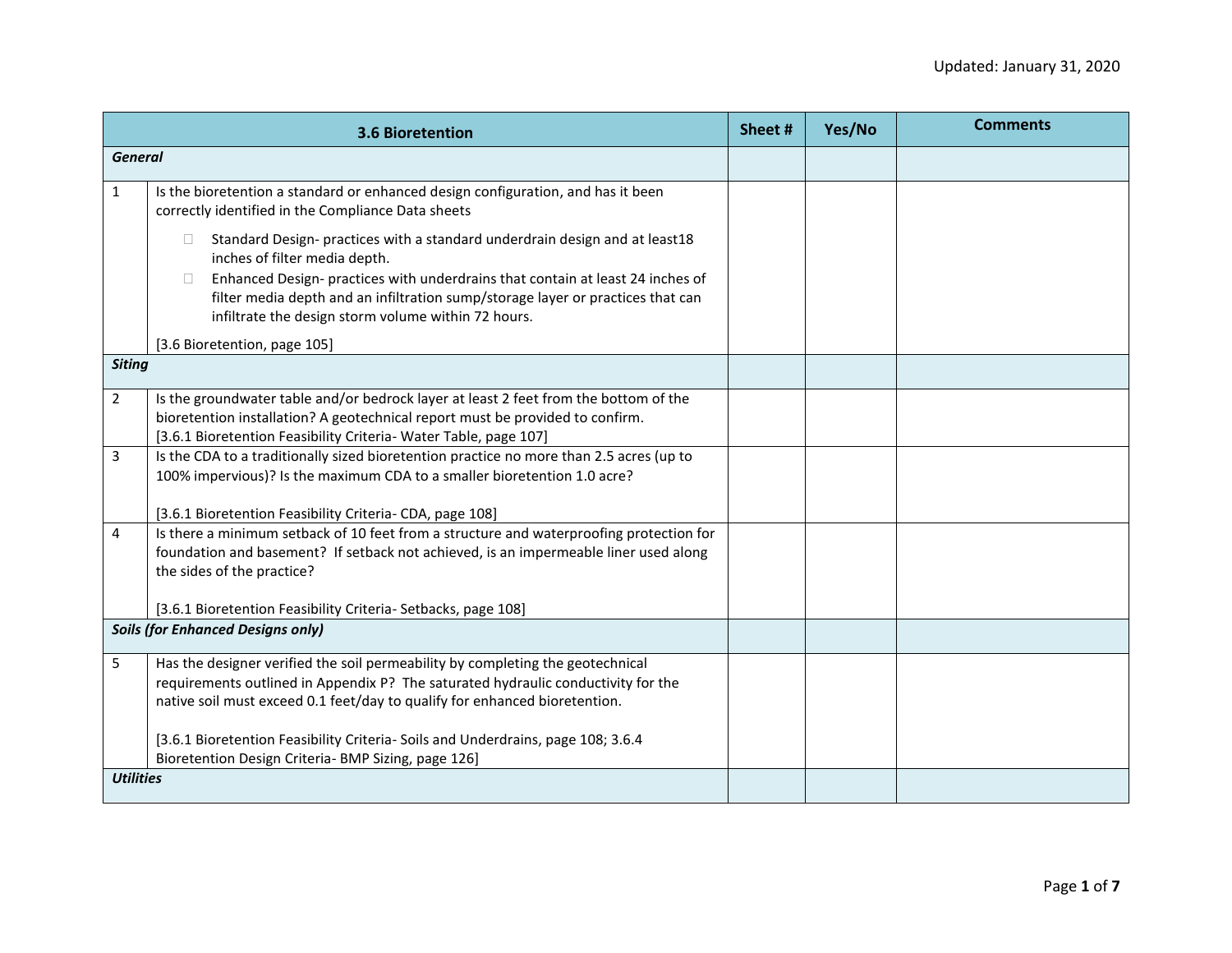| 3.6 Bioretention | | Sheet # | Yes/No | Comments |
|---|---|---|---|---|
| ***General*** | | | | |
| 1 | Is the bioretention a standard or enhanced design configuration, and has it been correctly identified in the Compliance Data sheets<br>☐ Standard Design- practices with a standard underdrain design and at least18 inches of filter media depth.<br>☐ Enhanced Design- practices with underdrains that contain at least 24 inches of filter media depth and an infiltration sump/storage layer or practices that can infiltrate the design storm volume within 72 hours.<br>[3.6 Bioretention, page 105] | | | |
| ***Siting*** | | | | |
| 2 | Is the groundwater table and/or bedrock layer at least 2 feet from the bottom of the bioretention installation? A geotechnical report must be provided to confirm.<br>[3.6.1 Bioretention Feasibility Criteria- Water Table, page 107] | | | |
| 3 | Is the CDA to a traditionally sized bioretention practice no more than 2.5 acres (up to 100% impervious)? Is the maximum CDA to a smaller bioretention 1.0 acre?<br><br>[3.6.1 Bioretention Feasibility Criteria- CDA, page 108] | | | |
| 4 | Is there a minimum setback of 10 feet from a structure and waterproofing protection for foundation and basement? If setback not achieved, is an impermeable liner used along the sides of the practice?<br><br>[3.6.1 Bioretention Feasibility Criteria- Setbacks, page 108] | | | |
| ***Soils (for Enhanced Designs only)*** | | | | |
| 5 | Has the designer verified the soil permeability by completing the geotechnical requirements outlined in Appendix P? The saturated hydraulic conductivity for the native soil must exceed 0.1 feet/day to qualify for enhanced bioretention.<br><br>[3.6.1 Bioretention Feasibility Criteria- Soils and Underdrains, page 108; 3.6.4 Bioretention Design Criteria- BMP Sizing, page 126] | | | |
| ***Utilities*** | | | | |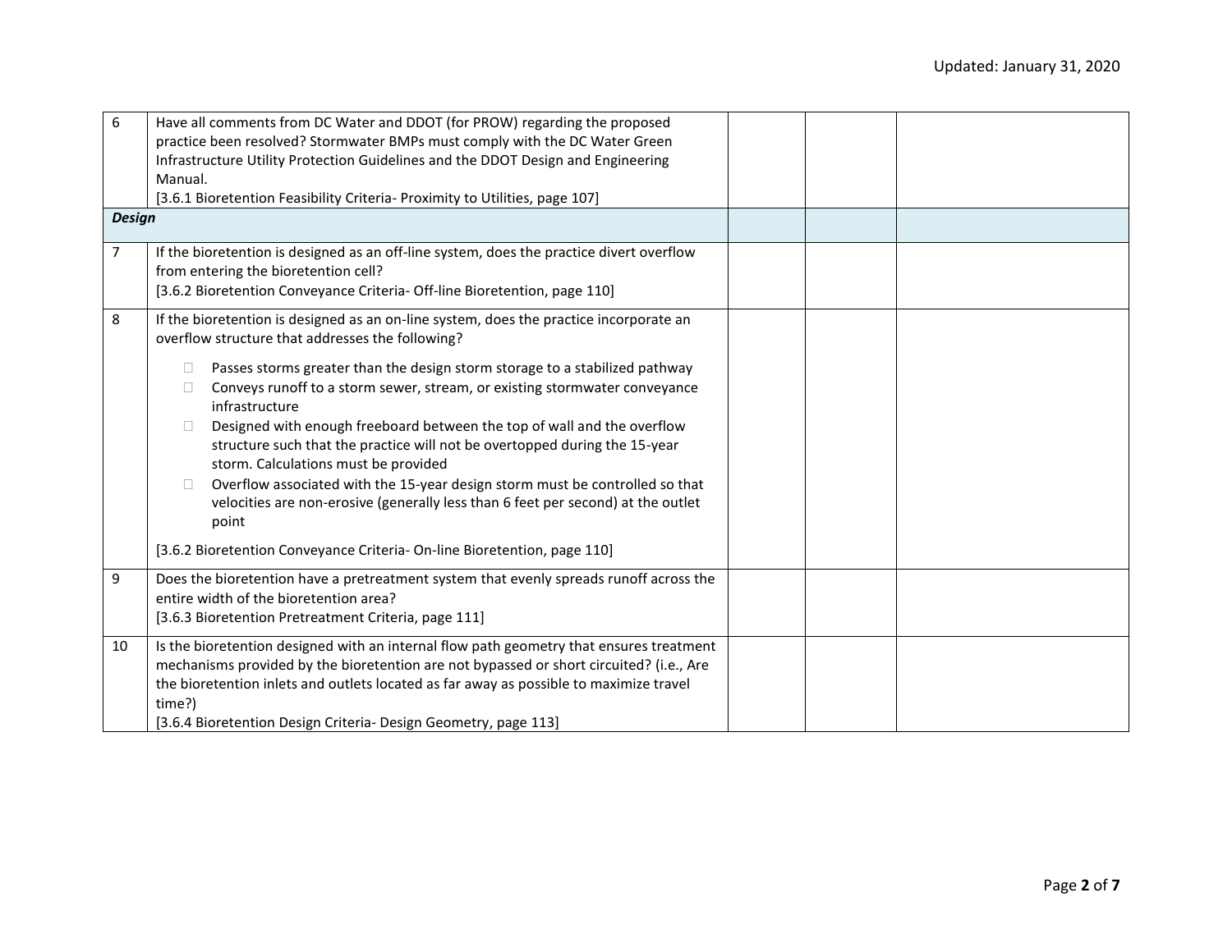| | | | | |
|---|---|---|---|---|
| 6 | Have all comments from DC Water and DDOT (for PROW) regarding the proposed practice been resolved? Stormwater BMPs must comply with the DC Water Green Infrastructure Utility Protection Guidelines and the DDOT Design and Engineering Manual.<br>[3.6.1 Bioretention Feasibility Criteria- Proximity to Utilities, page 107] | | | |
| ***Design*** | | | | |
| 7 | If the bioretention is designed as an off-line system, does the practice divert overflow from entering the bioretention cell?<br>[3.6.2 Bioretention Conveyance Criteria- Off-line Bioretention, page 110] | | | |
| 8 | If the bioretention is designed as an on-line system, does the practice incorporate an overflow structure that addresses the following?<br>☐ Passes storms greater than the design storm storage to a stabilized pathway<br>☐ Conveys runoff to a storm sewer, stream, or existing stormwater conveyance infrastructure<br>☐ Designed with enough freeboard between the top of wall and the overflow structure such that the practice will not be overtopped during the 15-year storm. Calculations must be provided<br>☐ Overflow associated with the 15-year design storm must be controlled so that velocities are non-erosive (generally less than 6 feet per second) at the outlet point<br>[3.6.2 Bioretention Conveyance Criteria- On-line Bioretention, page 110] | | | |
| 9 | Does the bioretention have a pretreatment system that evenly spreads runoff across the entire width of the bioretention area?<br>[3.6.3 Bioretention Pretreatment Criteria, page 111] | | | |
| 10 | Is the bioretention designed with an internal flow path geometry that ensures treatment mechanisms provided by the bioretention are not bypassed or short circuited? (i.e., Are the bioretention inlets and outlets located as far away as possible to maximize travel time?)<br>[3.6.4 Bioretention Design Criteria- Design Geometry, page 113] | | | |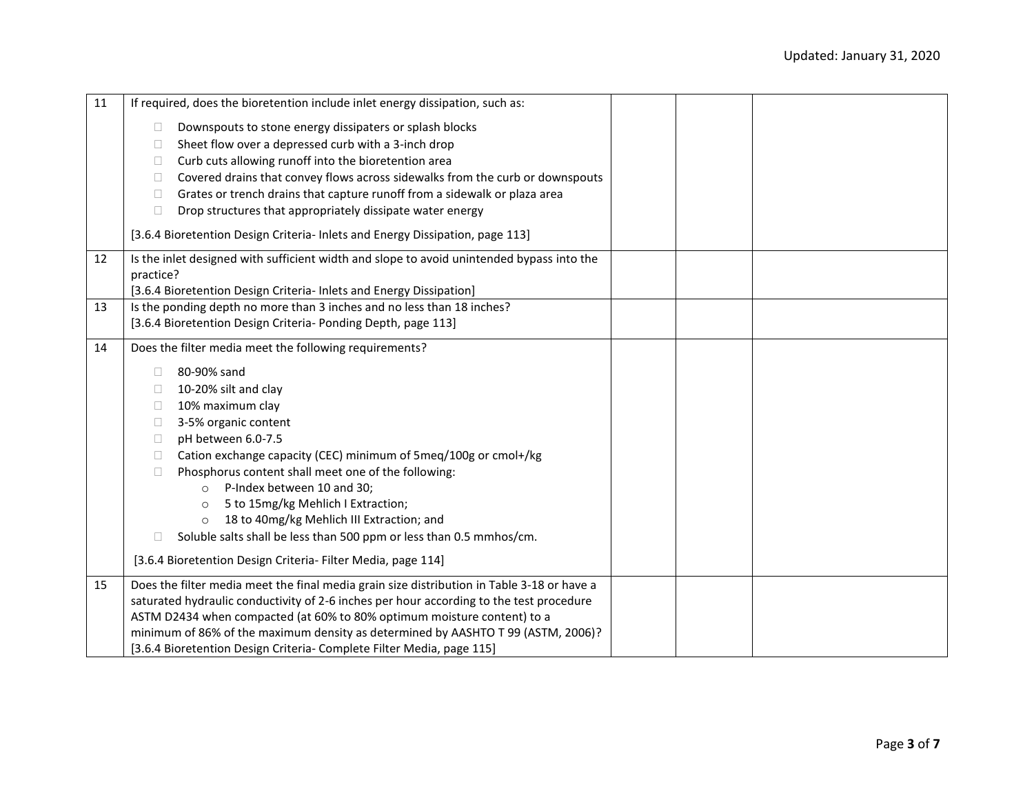| | | | | |
|---|---|---|---|---|
| 11 | If required, does the bioretention include inlet energy dissipation, such as:<br><br>☐ Downspouts to stone energy dissipaters or splash blocks<br>☐ Sheet flow over a depressed curb with a 3-inch drop<br>☐ Curb cuts allowing runoff into the bioretention area<br>☐ Covered drains that convey flows across sidewalks from the curb or downspouts<br>☐ Grates or trench drains that capture runoff from a sidewalk or plaza area<br>☐ Drop structures that appropriately dissipate water energy<br><br>[3.6.4 Bioretention Design Criteria- Inlets and Energy Dissipation, page 113] | | | |
| 12 | Is the inlet designed with sufficient width and slope to avoid unintended bypass into the practice?<br>[3.6.4 Bioretention Design Criteria- Inlets and Energy Dissipation] | | | |
| 13 | Is the ponding depth no more than 3 inches and no less than 18 inches?<br>[3.6.4 Bioretention Design Criteria- Ponding Depth, page 113] | | | |
| 14 | Does the filter media meet the following requirements?<br><br>☐ 80-90% sand<br>☐ 10-20% silt and clay<br>☐ 10% maximum clay<br>☐ 3-5% organic content<br>☐ pH between 6.0-7.5<br>☐ Cation exchange capacity (CEC) minimum of 5meq/100g or cmol+/kg<br>☐ Phosphorus content shall meet one of the following:<br>&nbsp;&nbsp;&nbsp;&nbsp;○ P-Index between 10 and 30;<br>&nbsp;&nbsp;&nbsp;&nbsp;○ 5 to 15mg/kg Mehlich I Extraction;<br>&nbsp;&nbsp;&nbsp;&nbsp;○ 18 to 40mg/kg Mehlich III Extraction; and<br>☐ Soluble salts shall be less than 500 ppm or less than 0.5 mmhos/cm.<br><br>[3.6.4 Bioretention Design Criteria- Filter Media, page 114] | | | |
| 15 | Does the filter media meet the final media grain size distribution in Table 3-18 or have a saturated hydraulic conductivity of 2-6 inches per hour according to the test procedure ASTM D2434 when compacted (at 60% to 80% optimum moisture content) to a minimum of 86% of the maximum density as determined by AASHTO T 99 (ASTM, 2006)?<br>[3.6.4 Bioretention Design Criteria- Complete Filter Media, page 115] | | | |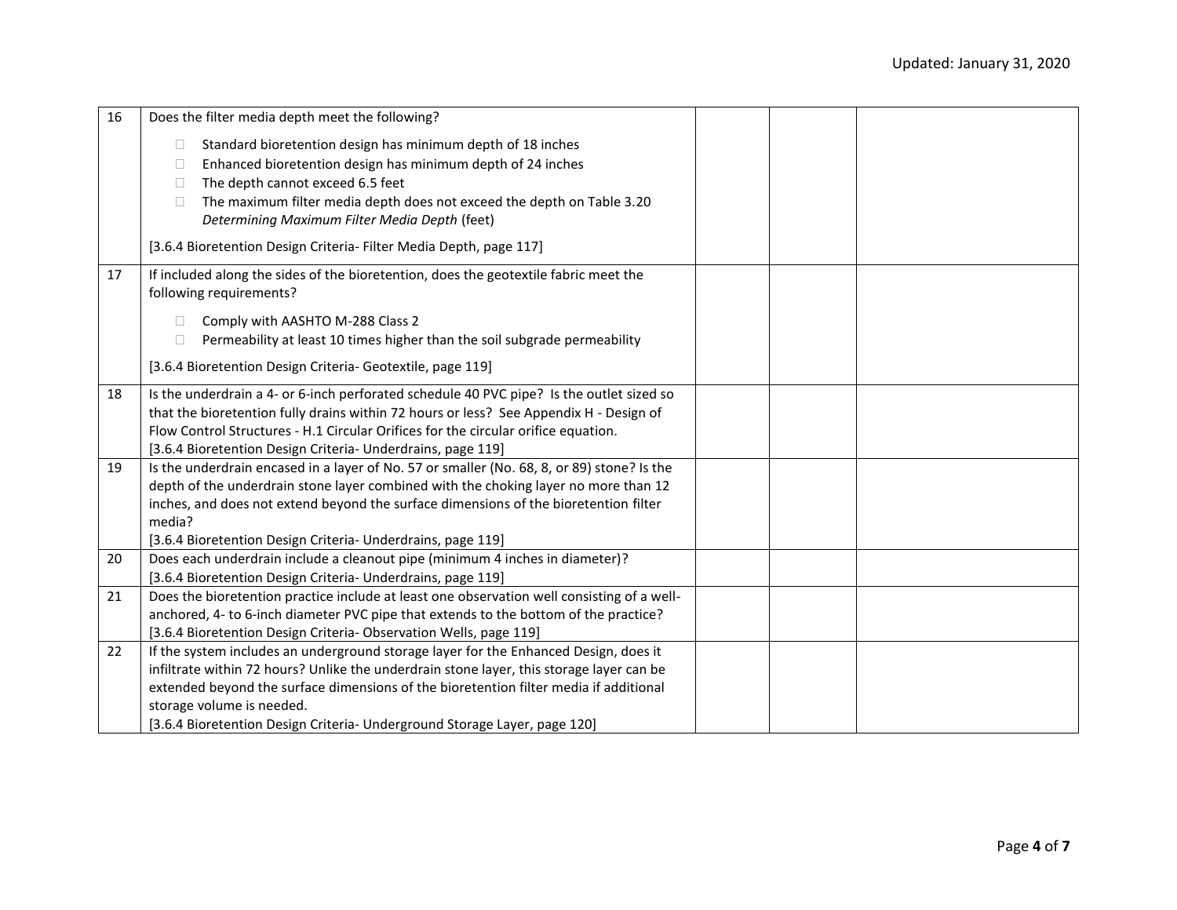| | | | | |
|---|---|---|---|---|
| 16 | Does the filter media depth meet the following?<br><br>☐ Standard bioretention design has minimum depth of 18 inches<br>☐ Enhanced bioretention design has minimum depth of 24 inches<br>☐ The depth cannot exceed 6.5 feet<br>☐ The maximum filter media depth does not exceed the depth on Table 3.20 *Determining Maximum Filter Media Depth* (feet)<br><br>[3.6.4 Bioretention Design Criteria- Filter Media Depth, page 117] | | | |
| 17 | If included along the sides of the bioretention, does the geotextile fabric meet the following requirements?<br><br>☐ Comply with AASHTO M-288 Class 2<br>☐ Permeability at least 10 times higher than the soil subgrade permeability<br><br>[3.6.4 Bioretention Design Criteria- Geotextile, page 119] | | | |
| 18 | Is the underdrain a 4- or 6-inch perforated schedule 40 PVC pipe? Is the outlet sized so that the bioretention fully drains within 72 hours or less? See Appendix H - Design of Flow Control Structures - H.1 Circular Orifices for the circular orifice equation.<br>[3.6.4 Bioretention Design Criteria- Underdrains, page 119] | | | |
| 19 | Is the underdrain encased in a layer of No. 57 or smaller (No. 68, 8, or 89) stone? Is the depth of the underdrain stone layer combined with the choking layer no more than 12 inches, and does not extend beyond the surface dimensions of the bioretention filter media?<br>[3.6.4 Bioretention Design Criteria- Underdrains, page 119] | | | |
| 20 | Does each underdrain include a cleanout pipe (minimum 4 inches in diameter)?<br>[3.6.4 Bioretention Design Criteria- Underdrains, page 119] | | | |
| 21 | Does the bioretention practice include at least one observation well consisting of a well-anchored, 4- to 6-inch diameter PVC pipe that extends to the bottom of the practice?<br>[3.6.4 Bioretention Design Criteria- Observation Wells, page 119] | | | |
| 22 | If the system includes an underground storage layer for the Enhanced Design, does it infiltrate within 72 hours? Unlike the underdrain stone layer, this storage layer can be extended beyond the surface dimensions of the bioretention filter media if additional storage volume is needed.<br>[3.6.4 Bioretention Design Criteria- Underground Storage Layer, page 120] | | | |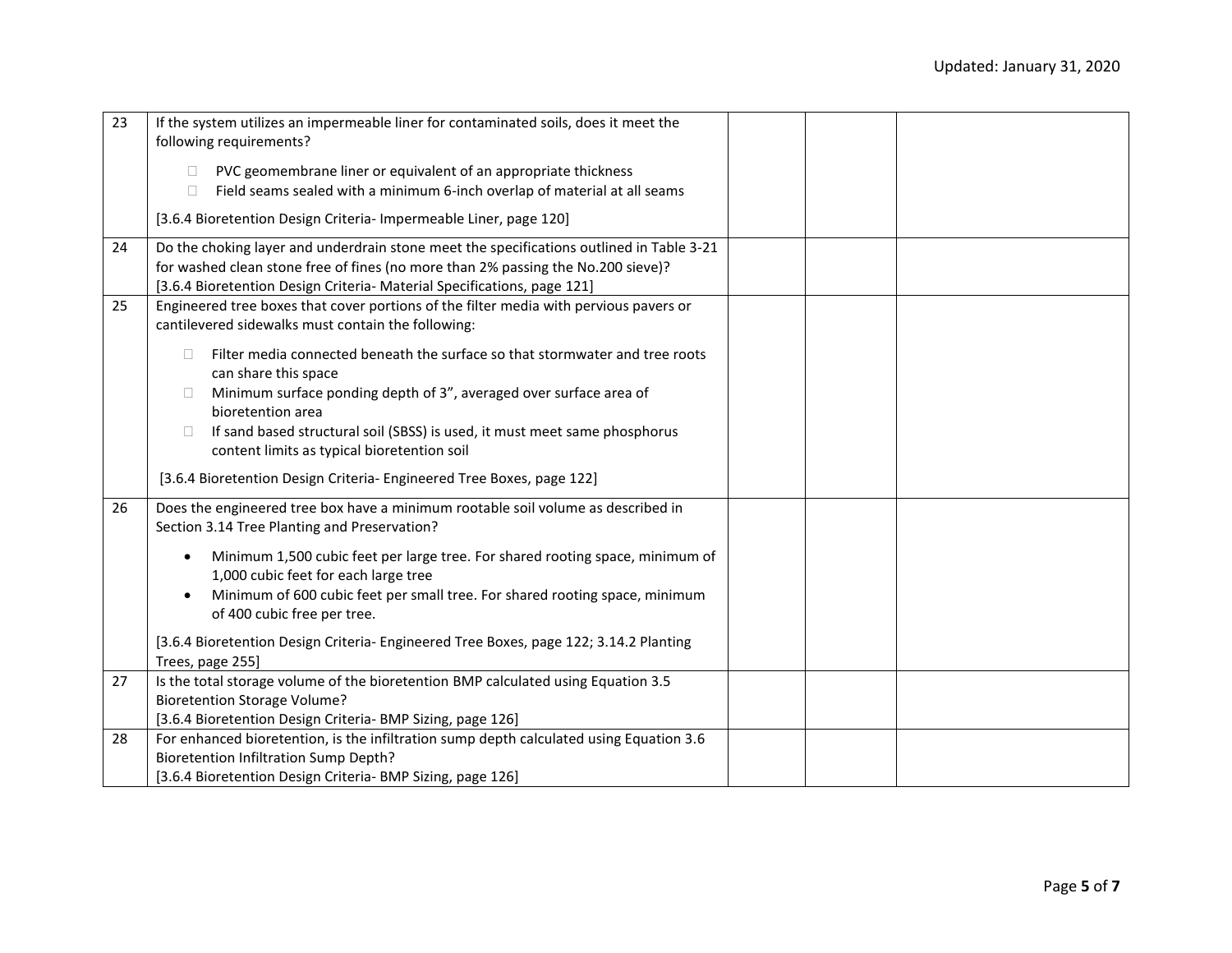| | | | | |
|---|---|---|---|---|
| 23 | If the system utilizes an impermeable liner for contaminated soils, does it meet the following requirements?<br><br>☐ PVC geomembrane liner or equivalent of an appropriate thickness<br>☐ Field seams sealed with a minimum 6-inch overlap of material at all seams<br><br>[3.6.4 Bioretention Design Criteria- Impermeable Liner, page 120] | | | |
| 24 | Do the choking layer and underdrain stone meet the specifications outlined in Table 3-21 for washed clean stone free of fines (no more than 2% passing the No.200 sieve)?<br>[3.6.4 Bioretention Design Criteria- Material Specifications, page 121] | | | |
| 25 | Engineered tree boxes that cover portions of the filter media with pervious pavers or cantilevered sidewalks must contain the following:<br><br>☐ Filter media connected beneath the surface so that stormwater and tree roots can share this space<br>☐ Minimum surface ponding depth of 3", averaged over surface area of bioretention area<br>☐ If sand based structural soil (SBSS) is used, it must meet same phosphorus content limits as typical bioretention soil<br><br>[3.6.4 Bioretention Design Criteria- Engineered Tree Boxes, page 122] | | | |
| 26 | Does the engineered tree box have a minimum rootable soil volume as described in Section 3.14 Tree Planting and Preservation?<br><br>• Minimum 1,500 cubic feet per large tree. For shared rooting space, minimum of 1,000 cubic feet for each large tree<br>• Minimum of 600 cubic feet per small tree. For shared rooting space, minimum of 400 cubic free per tree.<br><br>[3.6.4 Bioretention Design Criteria- Engineered Tree Boxes, page 122; 3.14.2 Planting Trees, page 255] | | | |
| 27 | Is the total storage volume of the bioretention BMP calculated using Equation 3.5 Bioretention Storage Volume?<br>[3.6.4 Bioretention Design Criteria- BMP Sizing, page 126] | | | |
| 28 | For enhanced bioretention, is the infiltration sump depth calculated using Equation 3.6 Bioretention Infiltration Sump Depth?<br>[3.6.4 Bioretention Design Criteria- BMP Sizing, page 126] | | | |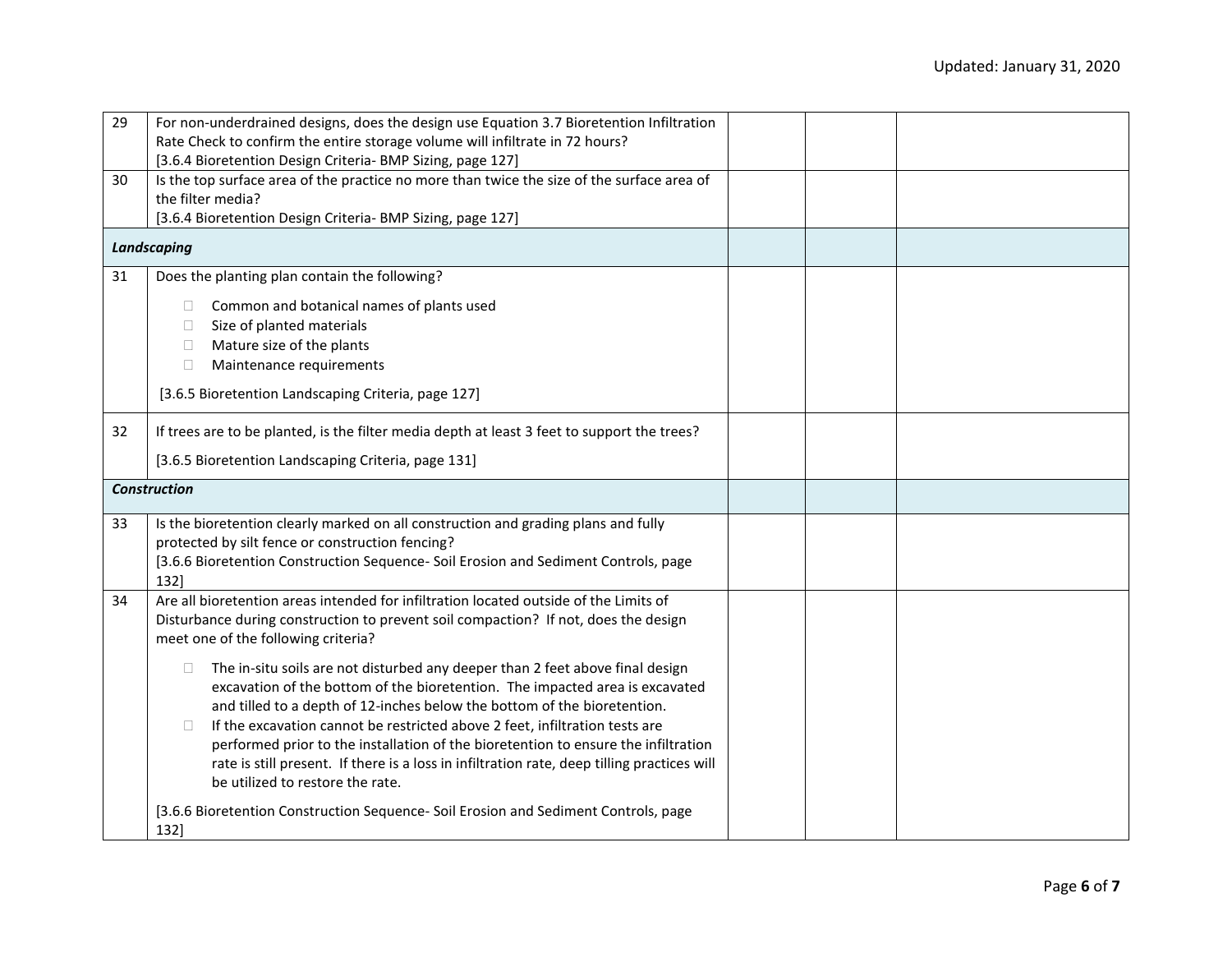| | | | | |
|---|---|---|---|---|
| 29 | For non-underdrained designs, does the design use Equation 3.7 Bioretention Infiltration Rate Check to confirm the entire storage volume will infiltrate in 72 hours?<br>[3.6.4 Bioretention Design Criteria- BMP Sizing, page 127] | | | |
| 30 | Is the top surface area of the practice no more than twice the size of the surface area of the filter media?<br>[3.6.4 Bioretention Design Criteria- BMP Sizing, page 127] | | | |
| ***Landscaping*** | | | | |
| 31 | Does the planting plan contain the following?<br>☐ Common and botanical names of plants used<br>☐ Size of planted materials<br>☐ Mature size of the plants<br>☐ Maintenance requirements<br>[3.6.5 Bioretention Landscaping Criteria, page 127] | | | |
| 32 | If trees are to be planted, is the filter media depth at least 3 feet to support the trees?<br>[3.6.5 Bioretention Landscaping Criteria, page 131] | | | |
| ***Construction*** | | | | |
| 33 | Is the bioretention clearly marked on all construction and grading plans and fully protected by silt fence or construction fencing?<br>[3.6.6 Bioretention Construction Sequence- Soil Erosion and Sediment Controls, page 132] | | | |
| 34 | Are all bioretention areas intended for infiltration located outside of the Limits of Disturbance during construction to prevent soil compaction? If not, does the design meet one of the following criteria?<br>☐ The in-situ soils are not disturbed any deeper than 2 feet above final design excavation of the bottom of the bioretention. The impacted area is excavated and tilled to a depth of 12-inches below the bottom of the bioretention.<br>☐ If the excavation cannot be restricted above 2 feet, infiltration tests are performed prior to the installation of the bioretention to ensure the infiltration rate is still present. If there is a loss in infiltration rate, deep tilling practices will be utilized to restore the rate.<br>[3.6.6 Bioretention Construction Sequence- Soil Erosion and Sediment Controls, page 132] | | | |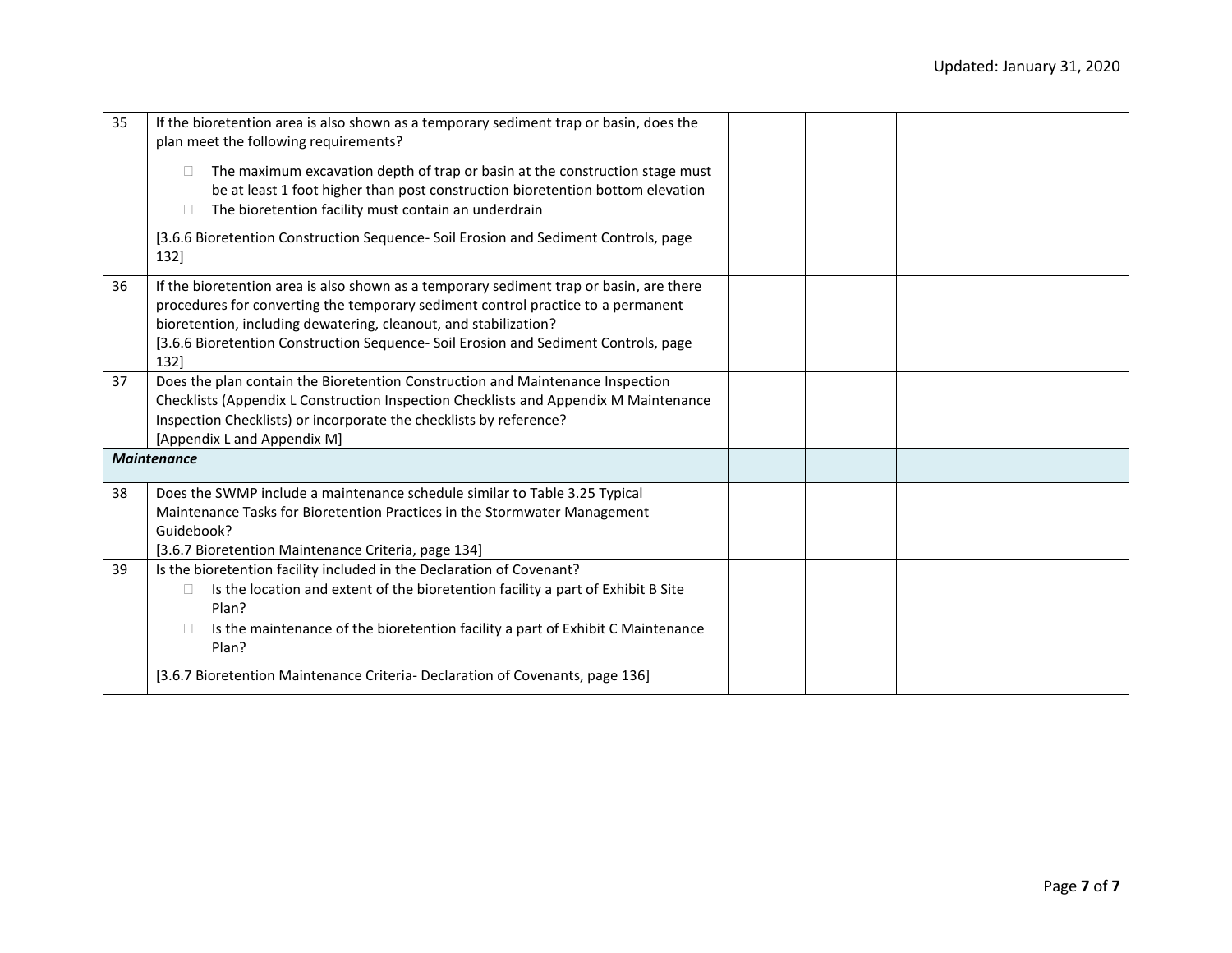| | | | | |
|---|---|---|---|---|
| 35 | If the bioretention area is also shown as a temporary sediment trap or basin, does the plan meet the following requirements?<br>☐ The maximum excavation depth of trap or basin at the construction stage must be at least 1 foot higher than post construction bioretention bottom elevation<br>☐ The bioretention facility must contain an underdrain<br>[3.6.6 Bioretention Construction Sequence- Soil Erosion and Sediment Controls, page 132] | | | |
| 36 | If the bioretention area is also shown as a temporary sediment trap or basin, are there procedures for converting the temporary sediment control practice to a permanent bioretention, including dewatering, cleanout, and stabilization?<br>[3.6.6 Bioretention Construction Sequence- Soil Erosion and Sediment Controls, page 132] | | | |
| 37 | Does the plan contain the Bioretention Construction and Maintenance Inspection Checklists (Appendix L Construction Inspection Checklists and Appendix M Maintenance Inspection Checklists) or incorporate the checklists by reference?<br>[Appendix L and Appendix M] | | | |
| ***Maintenance*** | | | | |
| 38 | Does the SWMP include a maintenance schedule similar to Table 3.25 Typical Maintenance Tasks for Bioretention Practices in the Stormwater Management Guidebook?<br>[3.6.7 Bioretention Maintenance Criteria, page 134] | | | |
| 39 | Is the bioretention facility included in the Declaration of Covenant?<br>☐ Is the location and extent of the bioretention facility a part of Exhibit B Site Plan?<br>☐ Is the maintenance of the bioretention facility a part of Exhibit C Maintenance Plan?<br>[3.6.7 Bioretention Maintenance Criteria- Declaration of Covenants, page 136] | | | |